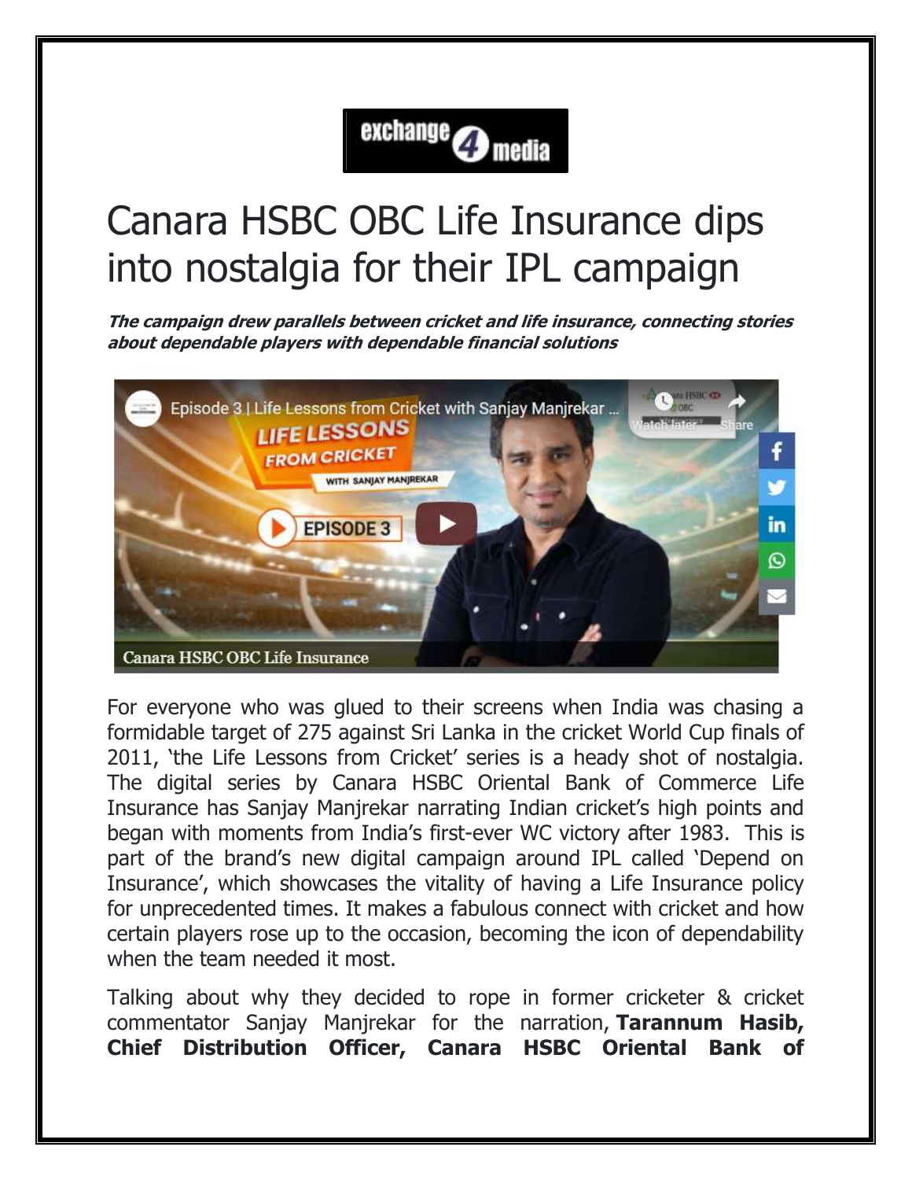exchange4media

# Canara HSBC OBC Life Insurance dips into nostalgia for their IPL campaign

***The campaign drew parallels between cricket and life insurance, connecting stories about dependable players with dependable financial solutions***

For everyone who was glued to their screens when India was chasing a formidable target of 275 against Sri Lanka in the cricket World Cup finals of 2011, 'the Life Lessons from Cricket' series is a heady shot of nostalgia. The digital series by Canara HSBC Oriental Bank of Commerce Life Insurance has Sanjay Manjrekar narrating Indian cricket's high points and began with moments from India's first-ever WC victory after 1983. This is part of the brand's new digital campaign around IPL called 'Depend on Insurance', which showcases the vitality of having a Life Insurance policy for unprecedented times. It makes a fabulous connect with cricket and how certain players rose up to the occasion, becoming the icon of dependability when the team needed it most.

Talking about why they decided to rope in former cricketer & cricket commentator Sanjay Manjrekar for the narration, **Tarannum Hasib, Chief Distribution Officer, Canara HSBC Oriental Bank of**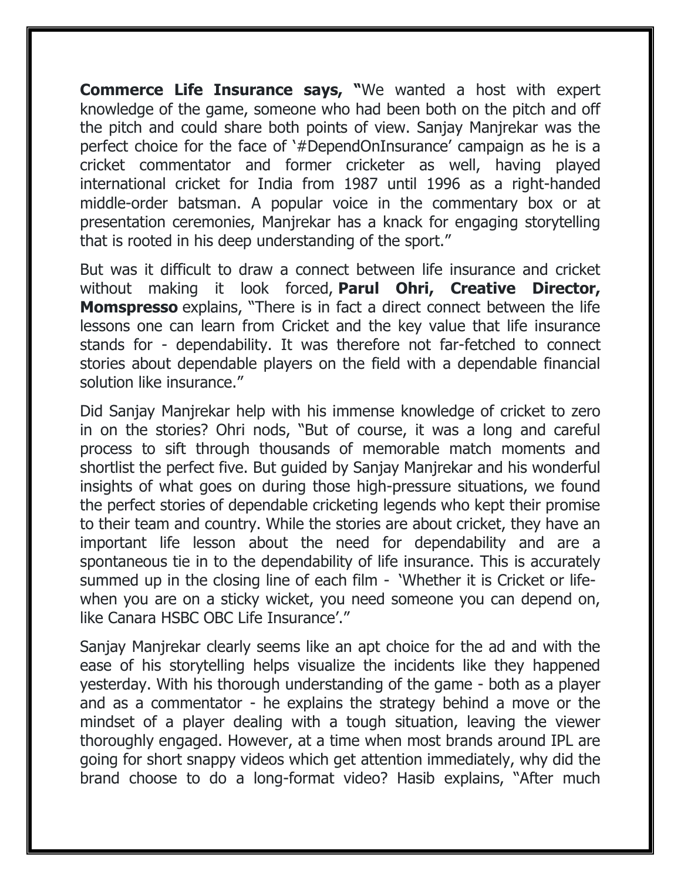**Commerce Life Insurance says, "**We wanted a host with expert knowledge of the game, someone who had been both on the pitch and off the pitch and could share both points of view. Sanjay Manjrekar was the perfect choice for the face of '#DependOnInsurance' campaign as he is a cricket commentator and former cricketer as well, having played international cricket for India from 1987 until 1996 as a right-handed middle-order batsman. A popular voice in the commentary box or at presentation ceremonies, Manjrekar has a knack for engaging storytelling that is rooted in his deep understanding of the sport."

But was it difficult to draw a connect between life insurance and cricket without making it look forced, **Parul Ohri, Creative Director, Momspresso** explains, "There is in fact a direct connect between the life lessons one can learn from Cricket and the key value that life insurance stands for - dependability. It was therefore not far-fetched to connect stories about dependable players on the field with a dependable financial solution like insurance."

Did Sanjay Manjrekar help with his immense knowledge of cricket to zero in on the stories? Ohri nods, "But of course, it was a long and careful process to sift through thousands of memorable match moments and shortlist the perfect five. But guided by Sanjay Manjrekar and his wonderful insights of what goes on during those high-pressure situations, we found the perfect stories of dependable cricketing legends who kept their promise to their team and country. While the stories are about cricket, they have an important life lesson about the need for dependability and are a spontaneous tie in to the dependability of life insurance. This is accurately summed up in the closing line of each film - 'Whether it is Cricket or life- when you are on a sticky wicket, you need someone you can depend on, like Canara HSBC OBC Life Insurance'."

Sanjay Manjrekar clearly seems like an apt choice for the ad and with the ease of his storytelling helps visualize the incidents like they happened yesterday. With his thorough understanding of the game - both as a player and as a commentator - he explains the strategy behind a move or the mindset of a player dealing with a tough situation, leaving the viewer thoroughly engaged. However, at a time when most brands around IPL are going for short snappy videos which get attention immediately, why did the brand choose to do a long-format video? Hasib explains, "After much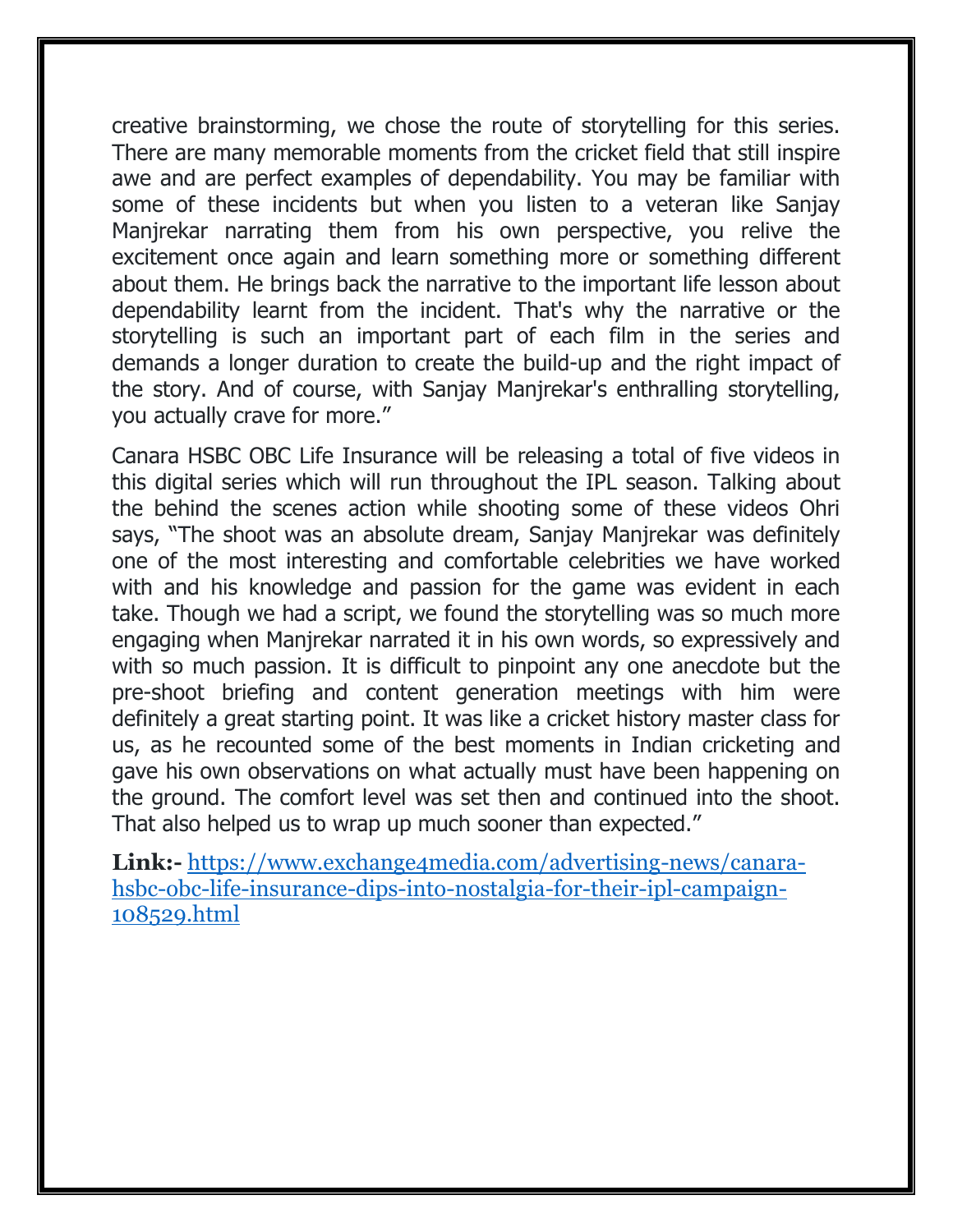creative brainstorming, we chose the route of storytelling for this series. There are many memorable moments from the cricket field that still inspire awe and are perfect examples of dependability. You may be familiar with some of these incidents but when you listen to a veteran like Sanjay Manjrekar narrating them from his own perspective, you relive the excitement once again and learn something more or something different about them. He brings back the narrative to the important life lesson about dependability learnt from the incident. That's why the narrative or the storytelling is such an important part of each film in the series and demands a longer duration to create the build-up and the right impact of the story. And of course, with Sanjay Manjrekar's enthralling storytelling, you actually crave for more."

Canara HSBC OBC Life Insurance will be releasing a total of five videos in this digital series which will run throughout the IPL season. Talking about the behind the scenes action while shooting some of these videos Ohri says, "The shoot was an absolute dream, Sanjay Manjrekar was definitely one of the most interesting and comfortable celebrities we have worked with and his knowledge and passion for the game was evident in each take. Though we had a script, we found the storytelling was so much more engaging when Manjrekar narrated it in his own words, so expressively and with so much passion. It is difficult to pinpoint any one anecdote but the pre-shoot briefing and content generation meetings with him were definitely a great starting point. It was like a cricket history master class for us, as he recounted some of the best moments in Indian cricketing and gave his own observations on what actually must have been happening on the ground. The comfort level was set then and continued into the shoot. That also helped us to wrap up much sooner than expected."

**Link:-** [https://www.exchange4media.com/advertising-news/canara-hsbc-obc-life-insurance-dips-into-nostalgia-for-their-ipl-campaign-108529.html](https://www.exchange4media.com/advertising-news/canara-hsbc-obc-life-insurance-dips-into-nostalgia-for-their-ipl-campaign-108529.html)